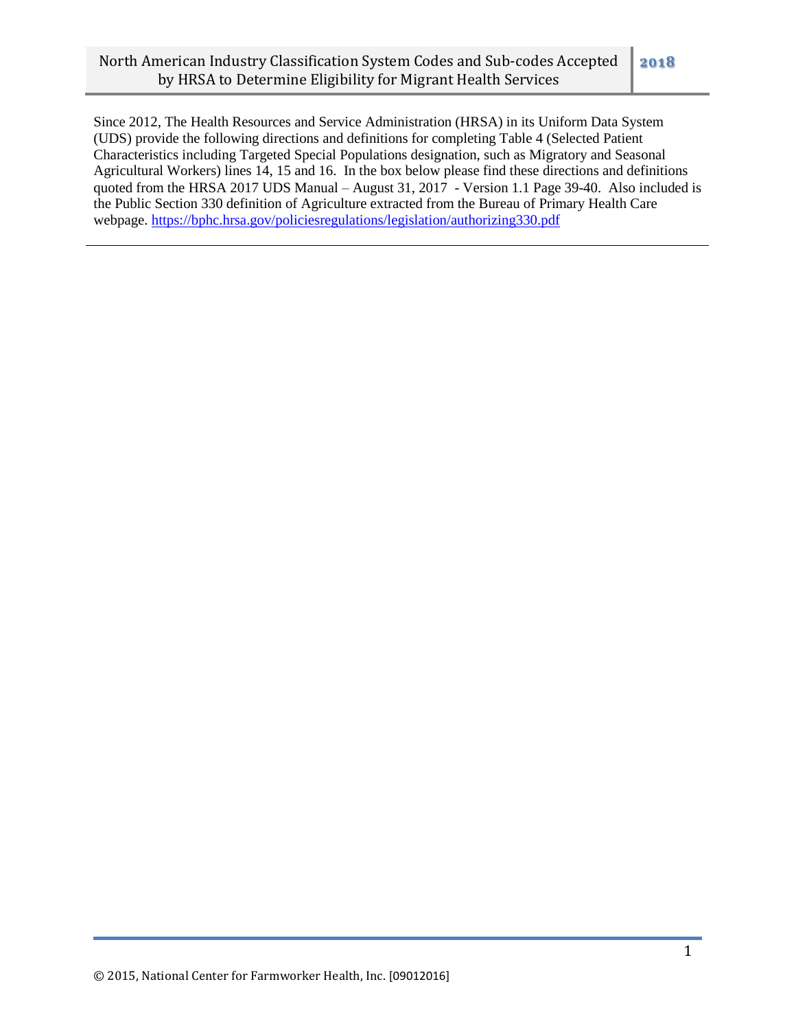# North American Industry Classification System Codes and Sub-codes Accepted by HRSA to Determine Eligibility for Migrant Health Services

**2018**

Since 2012, The Health Resources and Service Administration (HRSA) in its Uniform Data System (UDS) provide the following directions and definitions for completing Table 4 (Selected Patient Characteristics including Targeted Special Populations designation, such as Migratory and Seasonal Agricultural Workers) lines 14, 15 and 16. In the box below please find these directions and definitions quoted from the HRSA 2017 UDS Manual – August 31, 2017 - Version 1.1 Page 39-40. Also included is the Public Section 330 definition of Agriculture extracted from the Bureau of Primary Health Care webpage. [https://bphc.hrsa.gov/policiesregulations/legislation/authorizing330.pdf](https://bphc.hrsa.gov/policiesregulations/legislation/authorizing330.pdf)

---

© 2015, National Center for Farmworker Health, Inc. [09012016]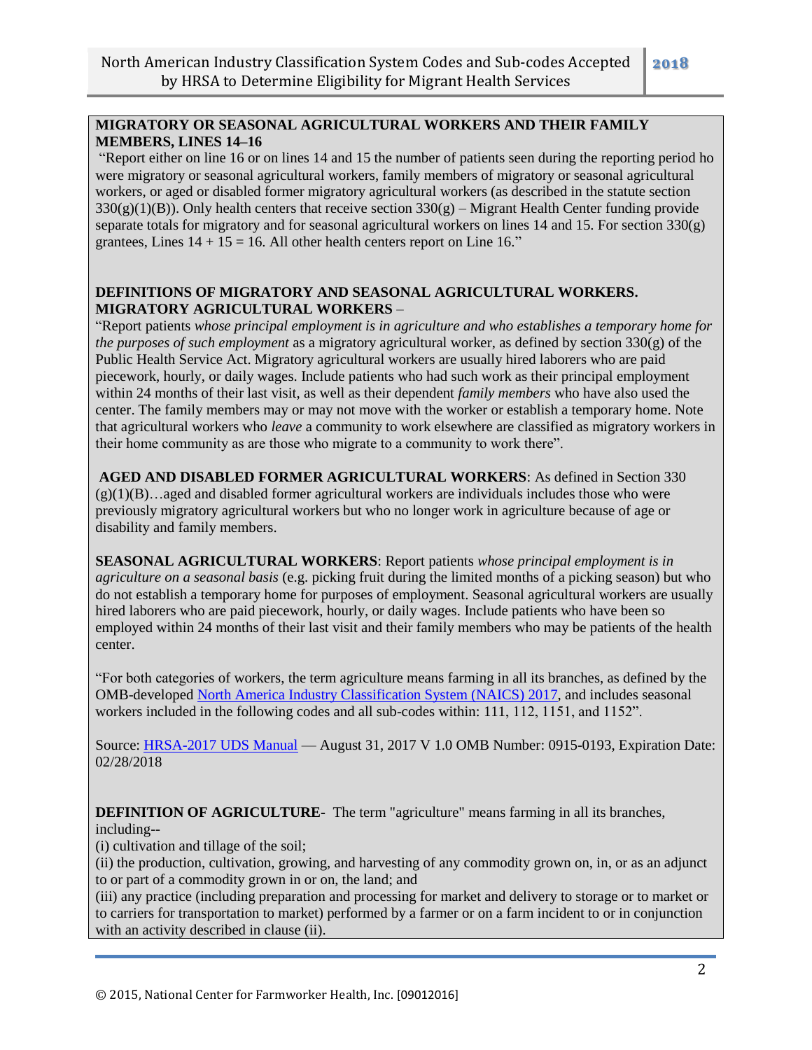**MIGRATORY OR SEASONAL AGRICULTURAL WORKERS AND THEIR FAMILY MEMBERS, LINES 14–16**

"Report either on line 16 or on lines 14 and 15 the number of patients seen during the reporting period ho were migratory or seasonal agricultural workers, family members of migratory or seasonal agricultural workers, or aged or disabled former migratory agricultural workers (as described in the statute section 330(g)(1)(B)). Only health centers that receive section 330(g) – Migrant Health Center funding provide separate totals for migratory and for seasonal agricultural workers on lines 14 and 15. For section 330(g) grantees, Lines 14 + 15 = 16. All other health centers report on Line 16."

**DEFINITIONS OF MIGRATORY AND SEASONAL AGRICULTURAL WORKERS. MIGRATORY AGRICULTURAL WORKERS** –

"Report patients *whose principal employment is in agriculture and who establishes a temporary home for the purposes of such employment* as a migratory agricultural worker, as defined by section 330(g) of the Public Health Service Act. Migratory agricultural workers are usually hired laborers who are paid piecework, hourly, or daily wages. Include patients who had such work as their principal employment within 24 months of their last visit, as well as their dependent *family members* who have also used the center. The family members may or may not move with the worker or establish a temporary home. Note that agricultural workers who *leave* a community to work elsewhere are classified as migratory workers in their home community as are those who migrate to a community to work there".

**AGED AND DISABLED FORMER AGRICULTURAL WORKERS**: As defined in Section 330 (g)(1)(B)…aged and disabled former agricultural workers are individuals includes those who were previously migratory agricultural workers but who no longer work in agriculture because of age or disability and family members.

**SEASONAL AGRICULTURAL WORKERS**: Report patients *whose principal employment is in agriculture on a seasonal basis* (e.g. picking fruit during the limited months of a picking season) but who do not establish a temporary home for purposes of employment. Seasonal agricultural workers are usually hired laborers who are paid piecework, hourly, or daily wages. Include patients who have been so employed within 24 months of their last visit and their family members who may be patients of the health center.

"For both categories of workers, the term agriculture means farming in all its branches, as defined by the OMB-developed North America Industry Classification System (NAICS) 2017, and includes seasonal workers included in the following codes and all sub-codes within: 111, 112, 1151, and 1152".

Source: HRSA-2017 UDS Manual — August 31, 2017 V 1.0 OMB Number: 0915-0193, Expiration Date: 02/28/2018

**DEFINITION OF AGRICULTURE**- The term "agriculture" means farming in all its branches, including--

(i) cultivation and tillage of the soil;
(ii) the production, cultivation, growing, and harvesting of any commodity grown on, in, or as an adjunct to or part of a commodity grown in or on, the land; and
(iii) any practice (including preparation and processing for market and delivery to storage or to market or to carriers for transportation to market) performed by a farmer or on a farm incident to or in conjunction with an activity described in clause (ii).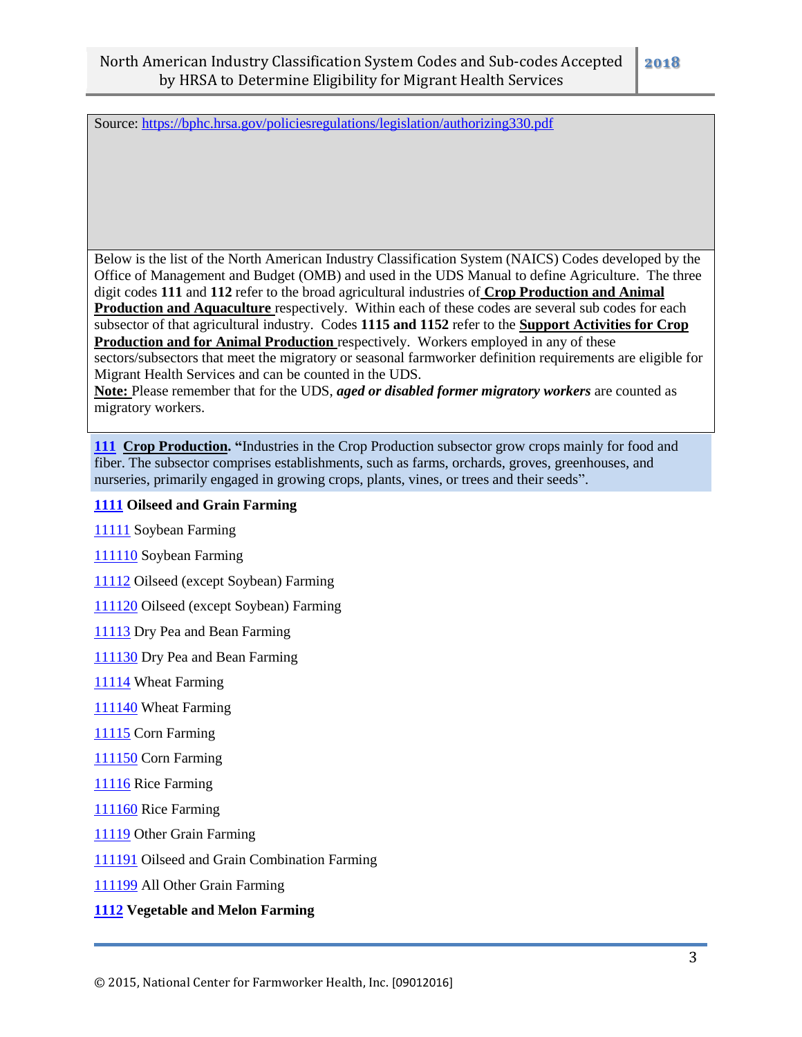Source: [https://bphc.hrsa.gov/policiesregulations/legislation/authorizing330.pdf](https://bphc.hrsa.gov/policiesregulations/legislation/authorizing330.pdf)

Below is the list of the North American Industry Classification System (NAICS) Codes developed by the Office of Management and Budget (OMB) and used in the UDS Manual to define Agriculture. The three digit codes **111** and **112** refer to the broad agricultural industries of **Crop Production and Animal Production and Aquaculture** respectively. Within each of these codes are several sub codes for each subsector of that agricultural industry. Codes **1115 and 1152** refer to the **Support Activities for Crop Production and for Animal Production** respectively. Workers employed in any of these sectors/subsectors that meet the migratory or seasonal farmworker definition requirements are eligible for Migrant Health Services and can be counted in the UDS.

**Note:** Please remember that for the UDS, ***aged or disabled former migratory workers*** are counted as migratory workers.

**111 Crop Production.** "Industries in the Crop Production subsector grow crops mainly for food and fiber. The subsector comprises establishments, such as farms, orchards, groves, greenhouses, and nurseries, primarily engaged in growing crops, plants, vines, or trees and their seeds".

**1111 Oilseed and Grain Farming**

11111 Soybean Farming

111110 Soybean Farming

11112 Oilseed (except Soybean) Farming

111120 Oilseed (except Soybean) Farming

11113 Dry Pea and Bean Farming

111130 Dry Pea and Bean Farming

11114 Wheat Farming

111140 Wheat Farming

11115 Corn Farming

111150 Corn Farming

11116 Rice Farming

111160 Rice Farming

11119 Other Grain Farming

111191 Oilseed and Grain Combination Farming

111199 All Other Grain Farming

**1112 Vegetable and Melon Farming**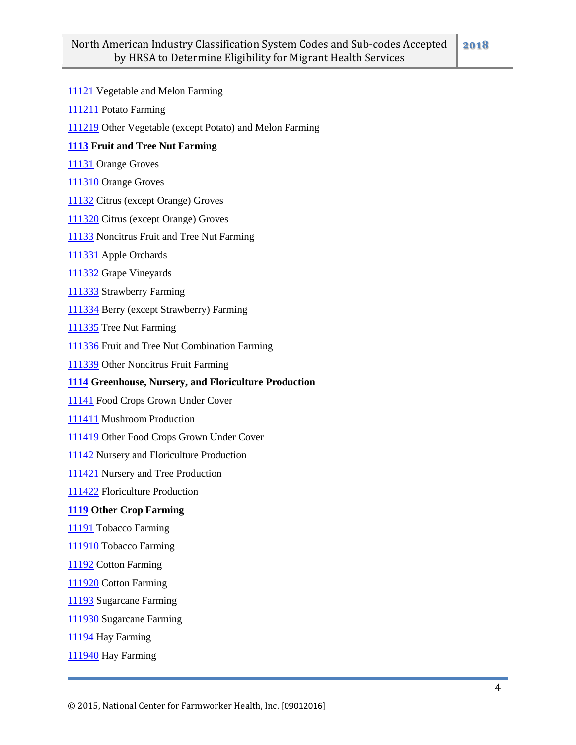11121 Vegetable and Melon Farming

111211 Potato Farming

111219 Other Vegetable (except Potato) and Melon Farming

**1113 Fruit and Tree Nut Farming**

11131 Orange Groves

111310 Orange Groves

11132 Citrus (except Orange) Groves

111320 Citrus (except Orange) Groves

11133 Noncitrus Fruit and Tree Nut Farming

111331 Apple Orchards

111332 Grape Vineyards

111333 Strawberry Farming

111334 Berry (except Strawberry) Farming

111335 Tree Nut Farming

111336 Fruit and Tree Nut Combination Farming

111339 Other Noncitrus Fruit Farming

**1114 Greenhouse, Nursery, and Floriculture Production**

11141 Food Crops Grown Under Cover

111411 Mushroom Production

111419 Other Food Crops Grown Under Cover

11142 Nursery and Floriculture Production

111421 Nursery and Tree Production

111422 Floriculture Production

**1119 Other Crop Farming**

11191 Tobacco Farming

111910 Tobacco Farming

11192 Cotton Farming

111920 Cotton Farming

11193 Sugarcane Farming

111930 Sugarcane Farming

11194 Hay Farming

111940 Hay Farming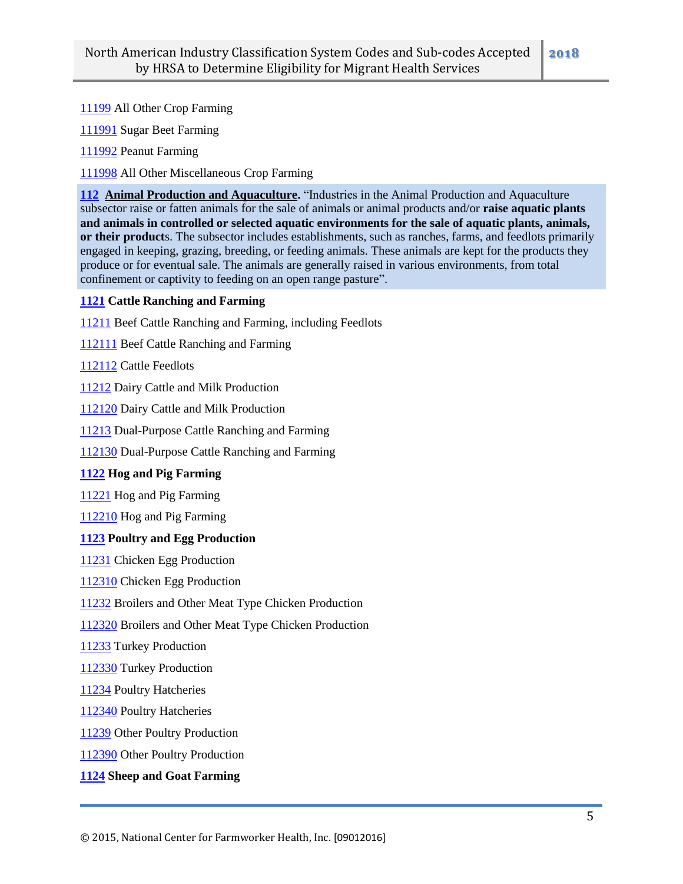11199 All Other Crop Farming

111991 Sugar Beet Farming

111992 Peanut Farming

111998 All Other Miscellaneous Crop Farming

**112 Animal Production and Aquaculture.** "Industries in the Animal Production and Aquaculture subsector raise or fatten animals for the sale of animals or animal products and/or **raise aquatic plants and animals in controlled or selected aquatic environments for the sale of aquatic plants, animals, or their product**s. The subsector includes establishments, such as ranches, farms, and feedlots primarily engaged in keeping, grazing, breeding, or feeding animals. These animals are kept for the products they produce or for eventual sale. The animals are generally raised in various environments, from total confinement or captivity to feeding on an open range pasture".

**1121 Cattle Ranching and Farming**

11211 Beef Cattle Ranching and Farming, including Feedlots

112111 Beef Cattle Ranching and Farming

112112 Cattle Feedlots

11212 Dairy Cattle and Milk Production

112120 Dairy Cattle and Milk Production

11213 Dual-Purpose Cattle Ranching and Farming

112130 Dual-Purpose Cattle Ranching and Farming

**1122 Hog and Pig Farming**

11221 Hog and Pig Farming

112210 Hog and Pig Farming

**1123 Poultry and Egg Production**

11231 Chicken Egg Production

112310 Chicken Egg Production

11232 Broilers and Other Meat Type Chicken Production

112320 Broilers and Other Meat Type Chicken Production

11233 Turkey Production

112330 Turkey Production

11234 Poultry Hatcheries

112340 Poultry Hatcheries

11239 Other Poultry Production

112390 Other Poultry Production

**1124 Sheep and Goat Farming**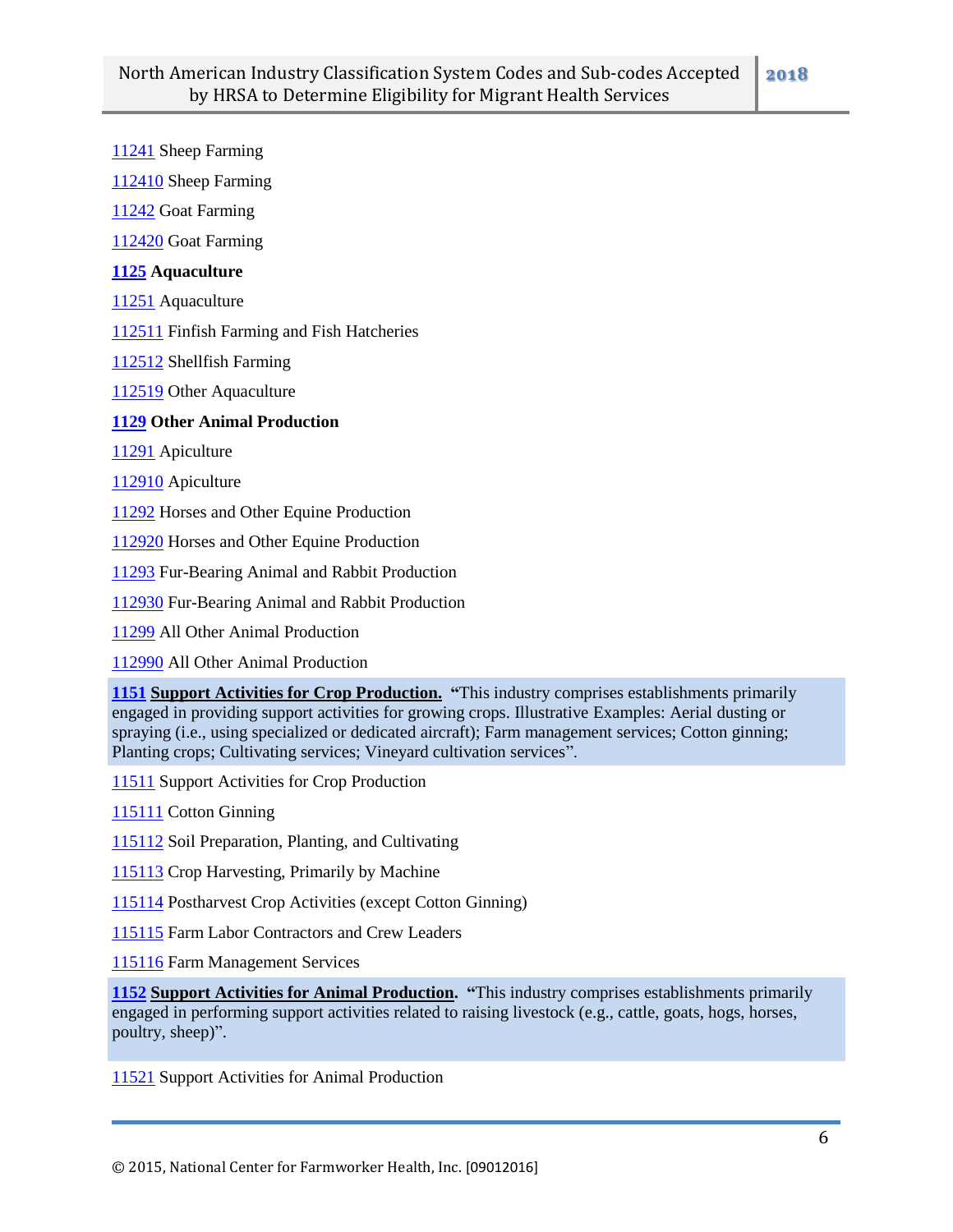11241 Sheep Farming

112410 Sheep Farming

11242 Goat Farming

112420 Goat Farming

**1125 Aquaculture**

11251 Aquaculture

112511 Finfish Farming and Fish Hatcheries

112512 Shellfish Farming

112519 Other Aquaculture

**1129 Other Animal Production**

11291 Apiculture

112910 Apiculture

11292 Horses and Other Equine Production

112920 Horses and Other Equine Production

11293 Fur-Bearing Animal and Rabbit Production

112930 Fur-Bearing Animal and Rabbit Production

11299 All Other Animal Production

112990 All Other Animal Production

**1151 Support Activities for Crop Production.** **"**This industry comprises establishments primarily engaged in providing support activities for growing crops. Illustrative Examples: Aerial dusting or spraying (i.e., using specialized or dedicated aircraft); Farm management services; Cotton ginning; Planting crops; Cultivating services; Vineyard cultivation services".

11511 Support Activities for Crop Production

115111 Cotton Ginning

115112 Soil Preparation, Planting, and Cultivating

115113 Crop Harvesting, Primarily by Machine

115114 Postharvest Crop Activities (except Cotton Ginning)

115115 Farm Labor Contractors and Crew Leaders

115116 Farm Management Services

**1152 Support Activities for Animal Production.** **"**This industry comprises establishments primarily engaged in performing support activities related to raising livestock (e.g., cattle, goats, hogs, horses, poultry, sheep)".

11521 Support Activities for Animal Production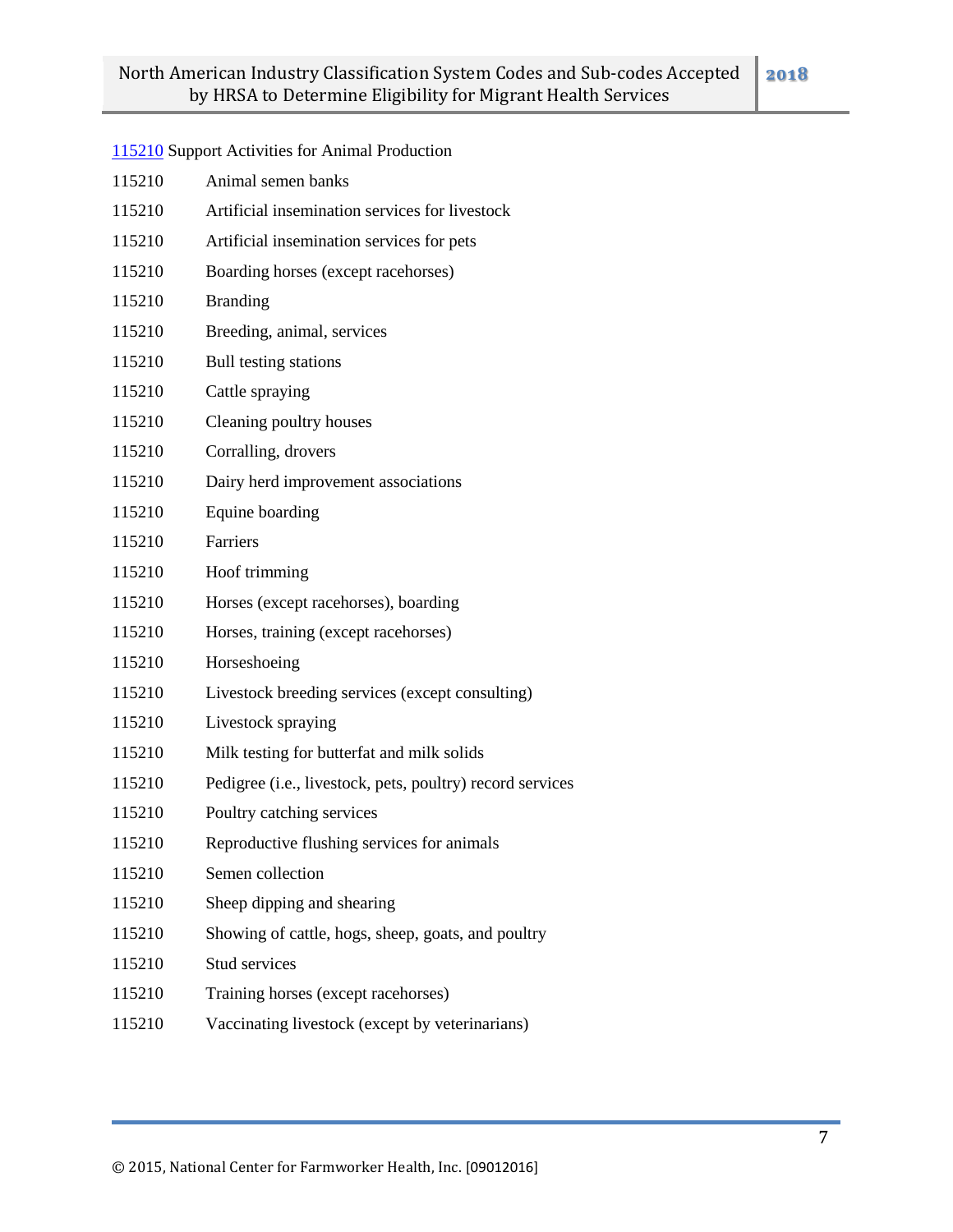[115210](#) Support Activities for Animal Production

| | |
|---|---|
| 115210 | Animal semen banks |
| 115210 | Artificial insemination services for livestock |
| 115210 | Artificial insemination services for pets |
| 115210 | Boarding horses (except racehorses) |
| 115210 | Branding |
| 115210 | Breeding, animal, services |
| 115210 | Bull testing stations |
| 115210 | Cattle spraying |
| 115210 | Cleaning poultry houses |
| 115210 | Corralling, drovers |
| 115210 | Dairy herd improvement associations |
| 115210 | Equine boarding |
| 115210 | Farriers |
| 115210 | Hoof trimming |
| 115210 | Horses (except racehorses), boarding |
| 115210 | Horses, training (except racehorses) |
| 115210 | Horseshoeing |
| 115210 | Livestock breeding services (except consulting) |
| 115210 | Livestock spraying |
| 115210 | Milk testing for butterfat and milk solids |
| 115210 | Pedigree (i.e., livestock, pets, poultry) record services |
| 115210 | Poultry catching services |
| 115210 | Reproductive flushing services for animals |
| 115210 | Semen collection |
| 115210 | Sheep dipping and shearing |
| 115210 | Showing of cattle, hogs, sheep, goats, and poultry |
| 115210 | Stud services |
| 115210 | Training horses (except racehorses) |
| 115210 | Vaccinating livestock (except by veterinarians) |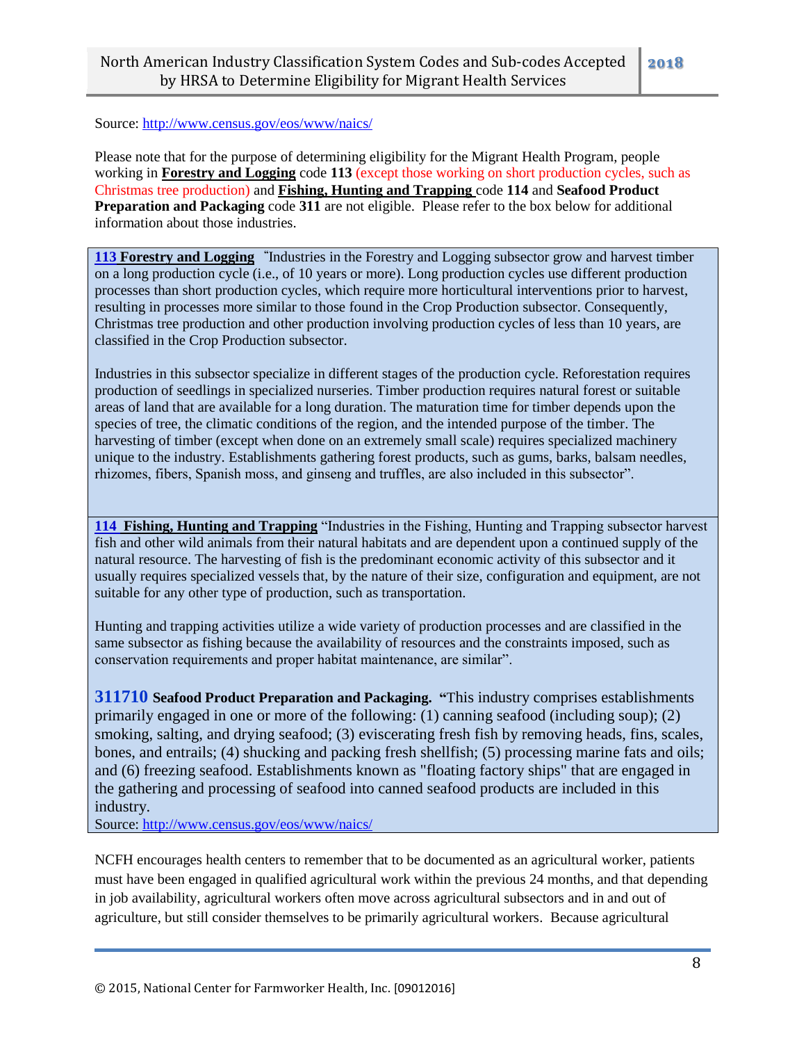Source: http://www.census.gov/eos/www/naics/

Please note that for the purpose of determining eligibility for the Migrant Health Program, people working in **Forestry and Logging** code **113** (except those working on short production cycles, such as Christmas tree production) and **Fishing, Hunting and Trapping** code **114** and **Seafood Product Preparation and Packaging** code **311** are not eligible. Please refer to the box below for additional information about those industries.

**113 Forestry and Logging** "Industries in the Forestry and Logging subsector grow and harvest timber on a long production cycle (i.e., of 10 years or more). Long production cycles use different production processes than short production cycles, which require more horticultural interventions prior to harvest, resulting in processes more similar to those found in the Crop Production subsector. Consequently, Christmas tree production and other production involving production cycles of less than 10 years, are classified in the Crop Production subsector.

Industries in this subsector specialize in different stages of the production cycle. Reforestation requires production of seedlings in specialized nurseries. Timber production requires natural forest or suitable areas of land that are available for a long duration. The maturation time for timber depends upon the species of tree, the climatic conditions of the region, and the intended purpose of the timber. The harvesting of timber (except when done on an extremely small scale) requires specialized machinery unique to the industry. Establishments gathering forest products, such as gums, barks, balsam needles, rhizomes, fibers, Spanish moss, and ginseng and truffles, are also included in this subsector".

**114 Fishing, Hunting and Trapping** "Industries in the Fishing, Hunting and Trapping subsector harvest fish and other wild animals from their natural habitats and are dependent upon a continued supply of the natural resource. The harvesting of fish is the predominant economic activity of this subsector and it usually requires specialized vessels that, by the nature of their size, configuration and equipment, are not suitable for any other type of production, such as transportation.

Hunting and trapping activities utilize a wide variety of production processes and are classified in the same subsector as fishing because the availability of resources and the constraints imposed, such as conservation requirements and proper habitat maintenance, are similar".

**311710 Seafood Product Preparation and Packaging.** "This industry comprises establishments primarily engaged in one or more of the following: (1) canning seafood (including soup); (2) smoking, salting, and drying seafood; (3) eviscerating fresh fish by removing heads, fins, scales, bones, and entrails; (4) shucking and packing fresh shellfish; (5) processing marine fats and oils; and (6) freezing seafood. Establishments known as "floating factory ships" that are engaged in the gathering and processing of seafood into canned seafood products are included in this industry.

Source: http://www.census.gov/eos/www/naics/

NCFH encourages health centers to remember that to be documented as an agricultural worker, patients must have been engaged in qualified agricultural work within the previous 24 months, and that depending in job availability, agricultural workers often move across agricultural subsectors and in and out of agriculture, but still consider themselves to be primarily agricultural workers. Because agricultural

© 2015, National Center for Farmworker Health, Inc. [09012016]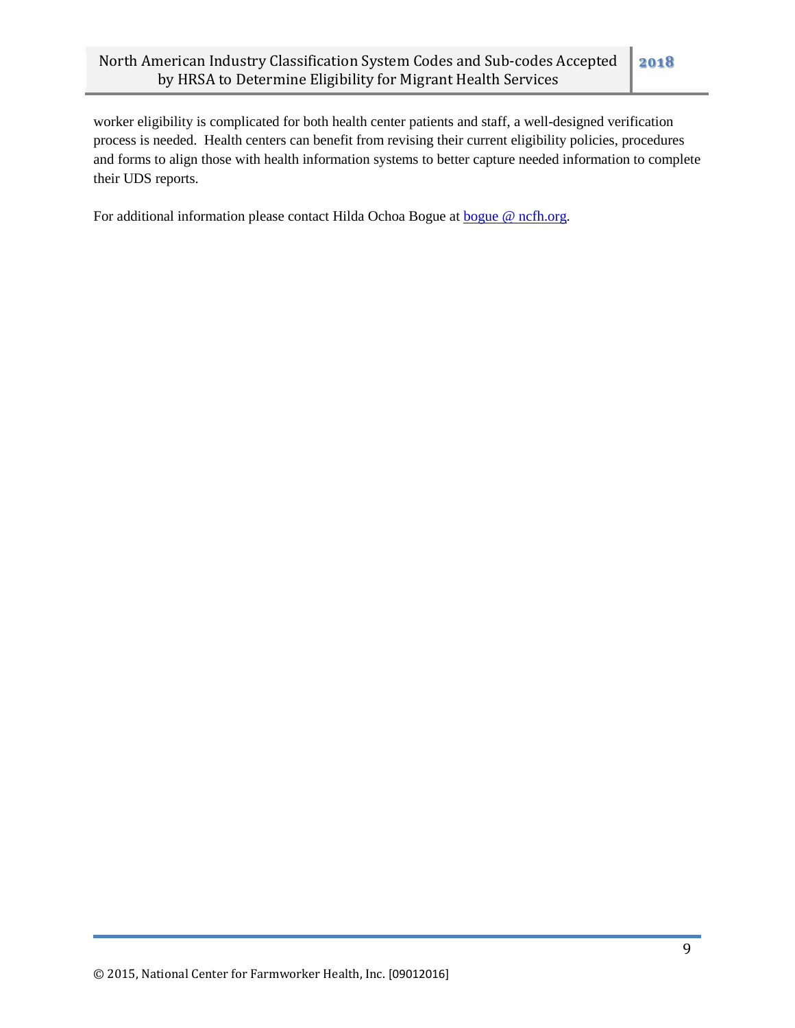worker eligibility is complicated for both health center patients and staff, a well-designed verification process is needed. Health centers can benefit from revising their current eligibility policies, procedures and forms to align those with health information systems to better capture needed information to complete their UDS reports.

For additional information please contact Hilda Ochoa Bogue at bogue @ ncfh.org.